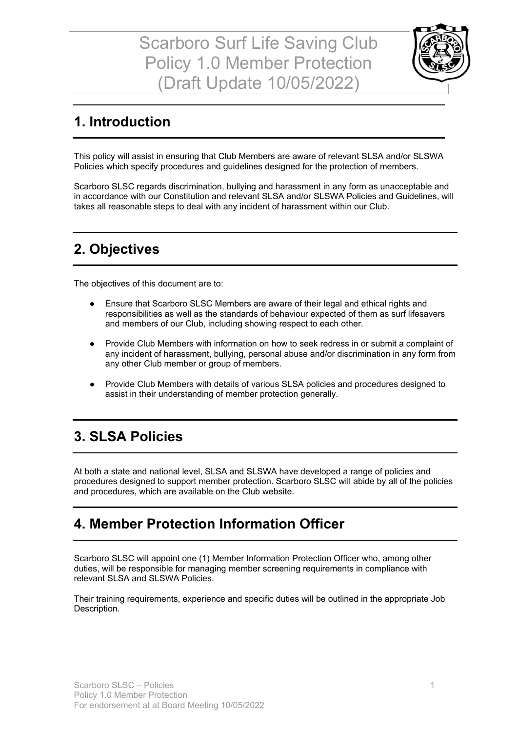# Scarboro Surf Life Saving Club Policy 1.0 Member Protection (Draft Update 10/05/2022)

## 1. Introduction

This policy will assist in ensuring that Club Members are aware of relevant SLSA and/or SLSWA Policies which specify procedures and guidelines designed for the protection of members.

Scarboro SLSC regards discrimination, bullying and harassment in any form as unacceptable and in accordance with our Constitution and relevant SLSA and/or SLSWA Policies and Guidelines, will takes all reasonable steps to deal with any incident of harassment within our Club.

## 2. Objectives

The objectives of this document are to:

- Ensure that Scarboro SLSC Members are aware of their legal and ethical rights and responsibilities as well as the standards of behaviour expected of them as surf lifesavers and members of our Club, including showing respect to each other.
- Provide Club Members with information on how to seek redress in or submit a complaint of any incident of harassment, bullying, personal abuse and/or discrimination in any form from any other Club member or group of members.
- Provide Club Members with details of various SLSA policies and procedures designed to assist in their understanding of member protection generally.

## 3. SLSA Policies

At both a state and national level, SLSA and SLSWA have developed a range of policies and procedures designed to support member protection. Scarboro SLSC will abide by all of the policies and procedures, which are available on the Club website.

## 4. Member Protection Information Officer

Scarboro SLSC will appoint one (1) Member Information Protection Officer who, among other duties, will be responsible for managing member screening requirements in compliance with relevant SLSA and SLSWA Policies.

Their training requirements, experience and specific duties will be outlined in the appropriate Job Description.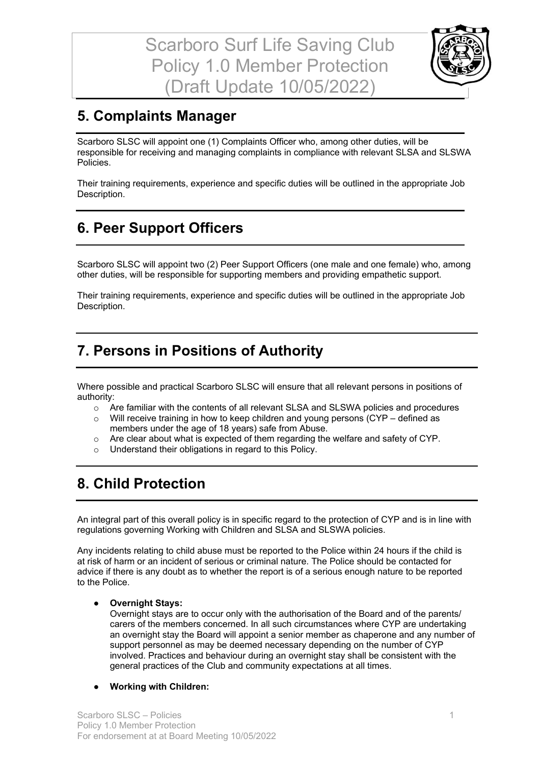## 5. Complaints Manager

Scarboro SLSC will appoint one (1) Complaints Officer who, among other duties, will be responsible for receiving and managing complaints in compliance with relevant SLSA and SLSWA Policies.

Their training requirements, experience and specific duties will be outlined in the appropriate Job Description.

## 6. Peer Support Officers

Scarboro SLSC will appoint two (2) Peer Support Officers (one male and one female) who, among other duties, will be responsible for supporting members and providing empathetic support.

Their training requirements, experience and specific duties will be outlined in the appropriate Job Description.

## 7. Persons in Positions of Authority

Where possible and practical Scarboro SLSC will ensure that all relevant persons in positions of authority:

- Are familiar with the contents of all relevant SLSA and SLSWA policies and procedures
- Will receive training in how to keep children and young persons (CYP – defined as members under the age of 18 years) safe from Abuse.
- Are clear about what is expected of them regarding the welfare and safety of CYP.
- Understand their obligations in regard to this Policy.

## 8. Child Protection

An integral part of this overall policy is in specific regard to the protection of CYP and is in line with regulations governing Working with Children and SLSA and SLSWA policies.

Any incidents relating to child abuse must be reported to the Police within 24 hours if the child is at risk of harm or an incident of serious or criminal nature. The Police should be contacted for advice if there is any doubt as to whether the report is of a serious enough nature to be reported to the Police.

- **Overnight Stays:**
  Overnight stays are to occur only with the authorisation of the Board and of the parents/ carers of the members concerned. In all such circumstances where CYP are undertaking an overnight stay the Board will appoint a senior member as chaperone and any number of support personnel as may be deemed necessary depending on the number of CYP involved. Practices and behaviour during an overnight stay shall be consistent with the general practices of the Club and community expectations at all times.

- **Working with Children:**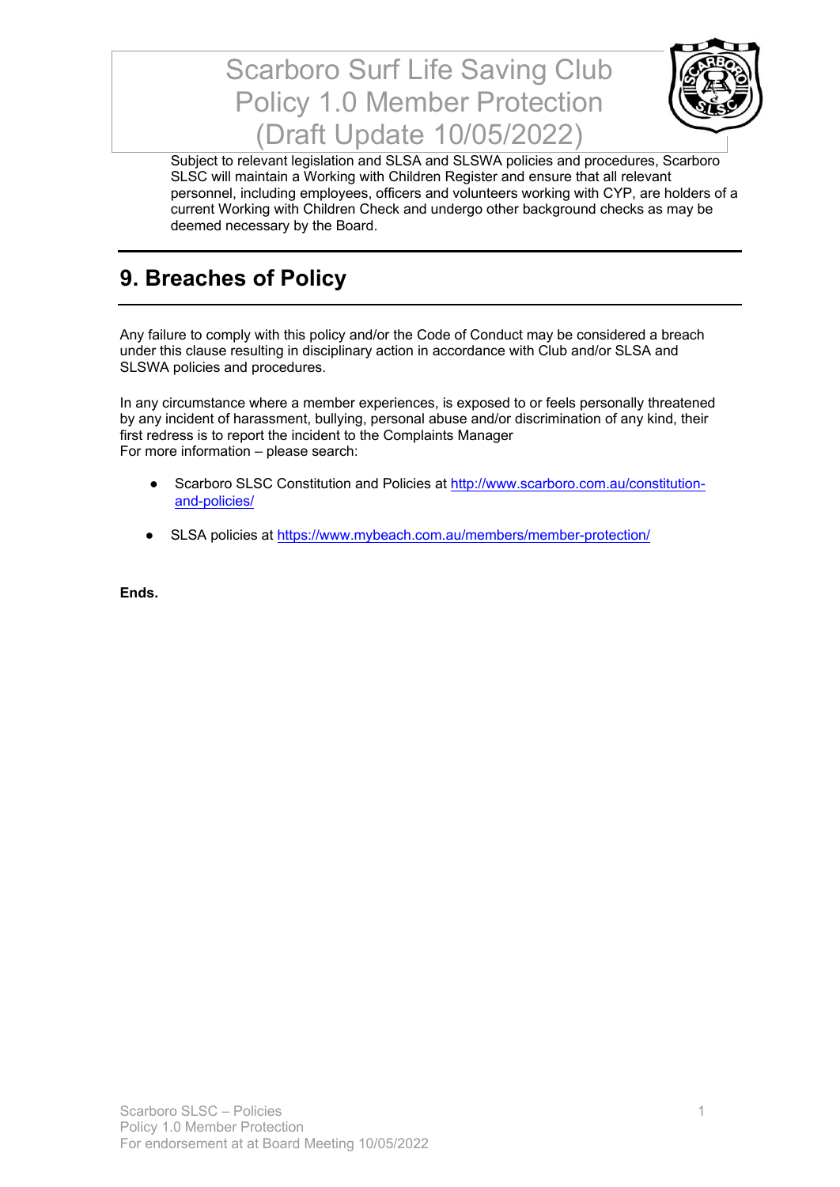Subject to relevant legislation and SLSA and SLSWA policies and procedures, Scarboro SLSC will maintain a Working with Children Register and ensure that all relevant personnel, including employees, officers and volunteers working with CYP, are holders of a current Working with Children Check and undergo other background checks as may be deemed necessary by the Board.

## 9. Breaches of Policy

Any failure to comply with this policy and/or the Code of Conduct may be considered a breach under this clause resulting in disciplinary action in accordance with Club and/or SLSA and SLSWA policies and procedures.

In any circumstance where a member experiences, is exposed to or feels personally threatened by any incident of harassment, bullying, personal abuse and/or discrimination of any kind, their first redress is to report the incident to the Complaints Manager
For more information – please search:

- Scarboro SLSC Constitution and Policies at http://www.scarboro.com.au/constitution-and-policies/
- SLSA policies at https://www.mybeach.com.au/members/member-protection/

**Ends.**